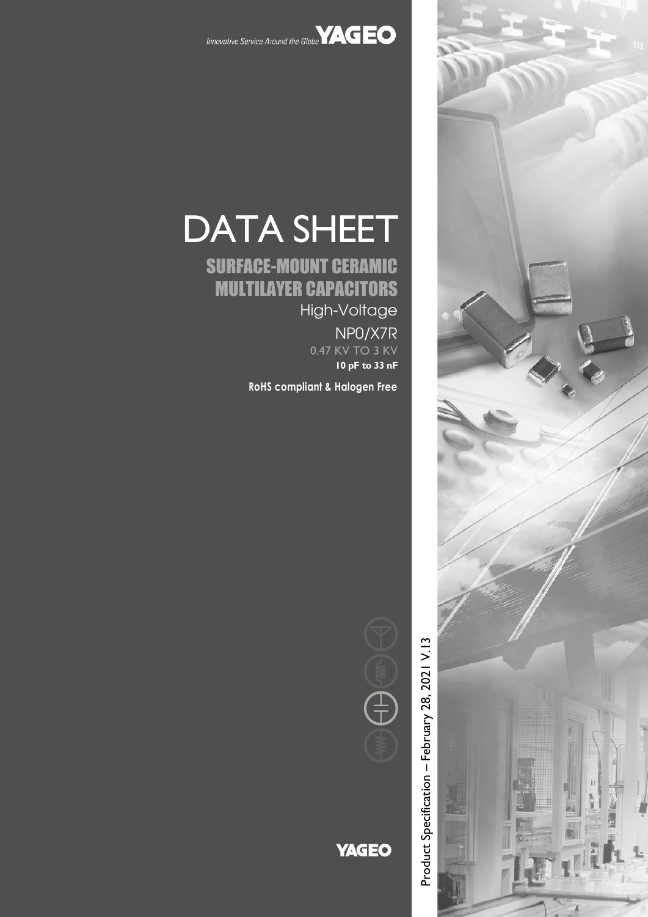Innovative Service Around the Globe **YAGEO**

# DATA SHEET

## SURFACE-MOUNT CERAMIC MULTILAYER CAPACITORS

High-Voltage

NP0/X7R

0.47 KV TO 3 KV

**10 pF to 33 nF**

**RoHS compliant & Halogen Free**

Product Specification – February 28, 2021 V.13

**YAGEO**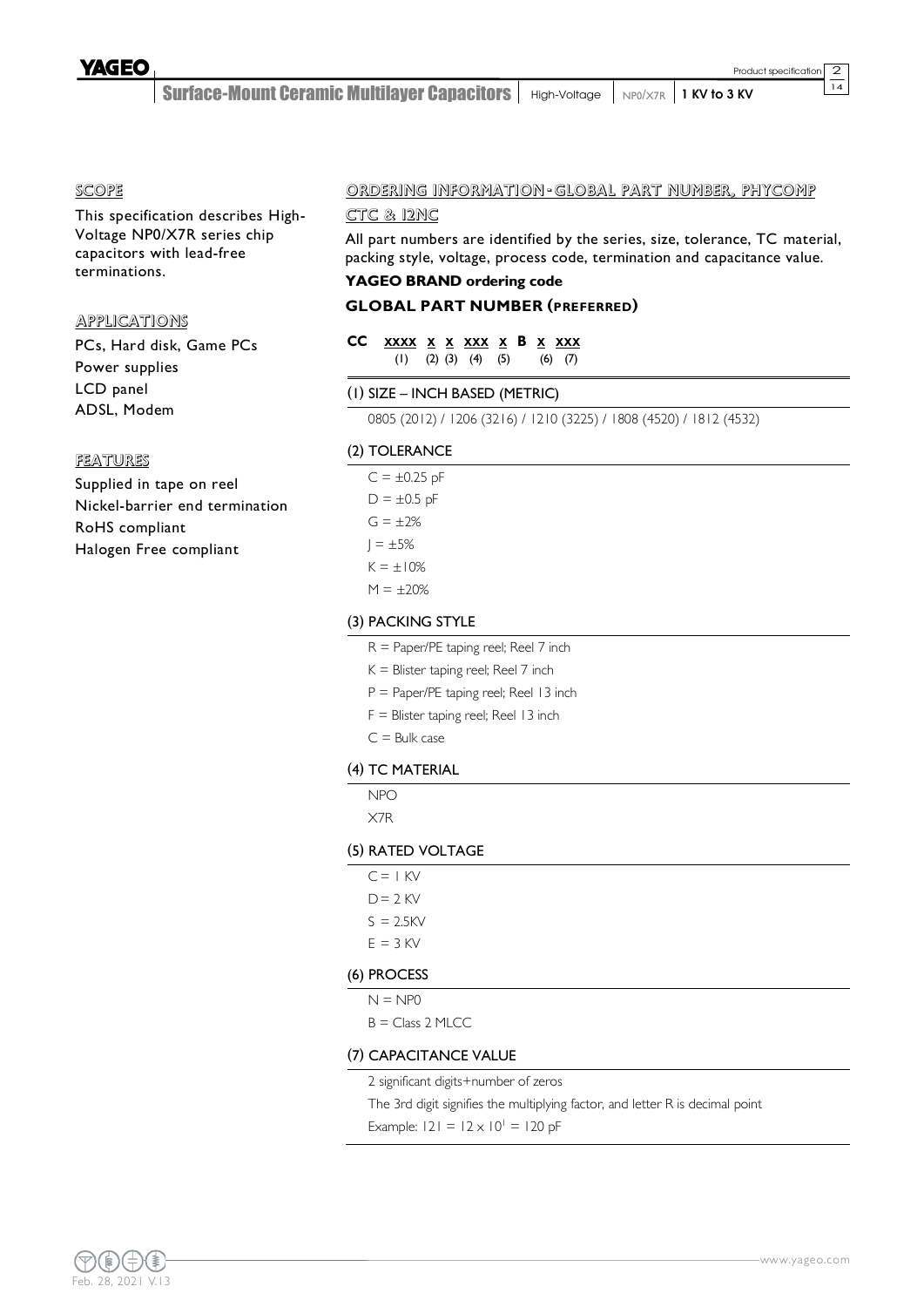## SCOPE

This specification describes High-Voltage NP0/X7R series chip capacitors with lead-free terminations.

## APPLICATIONS

PCs, Hard disk, Game PCs
Power supplies
LCD panel
ADSL, Modem

## FEATURES

Supplied in tape on reel
Nickel-barrier end termination
RoHS compliant
Halogen Free compliant

## ORDERING INFORMATION - GLOBAL PART NUMBER, PHYCOMP CTC & 12NC

All part numbers are identified by the series, size, tolerance, TC material, packing style, voltage, process code, termination and capacitance value.

### YAGEO BRAND ordering code

### GLOBAL PART NUMBER (PREFERRED)

**CC xxxx x x xxx x B x xxx**
(1) (2) (3) (4) (5) (6) (7)

#### (1) SIZE – INCH BASED (METRIC)

0805 (2012) / 1206 (3216) / 1210 (3225) / 1808 (4520) / 1812 (4532)

#### (2) TOLERANCE

C = ±0.25 pF
D = ±0.5 pF
G = ±2%
J = ±5%
K = ±10%
M = ±20%

#### (3) PACKING STYLE

R = Paper/PE taping reel; Reel 7 inch
K = Blister taping reel; Reel 7 inch
P = Paper/PE taping reel; Reel 13 inch
F = Blister taping reel; Reel 13 inch
C = Bulk case

#### (4) TC MATERIAL

NPO
X7R

#### (5) RATED VOLTAGE

C = 1 KV
D = 2 KV
S = 2.5KV
E = 3 KV

#### (6) PROCESS

N = NP0
B = Class 2 MLCC

#### (7) CAPACITANCE VALUE

2 significant digits+number of zeros
The 3rd digit signifies the multiplying factor, and letter R is decimal point
Example: $121 = 12 \times 10^1 = 120$ pF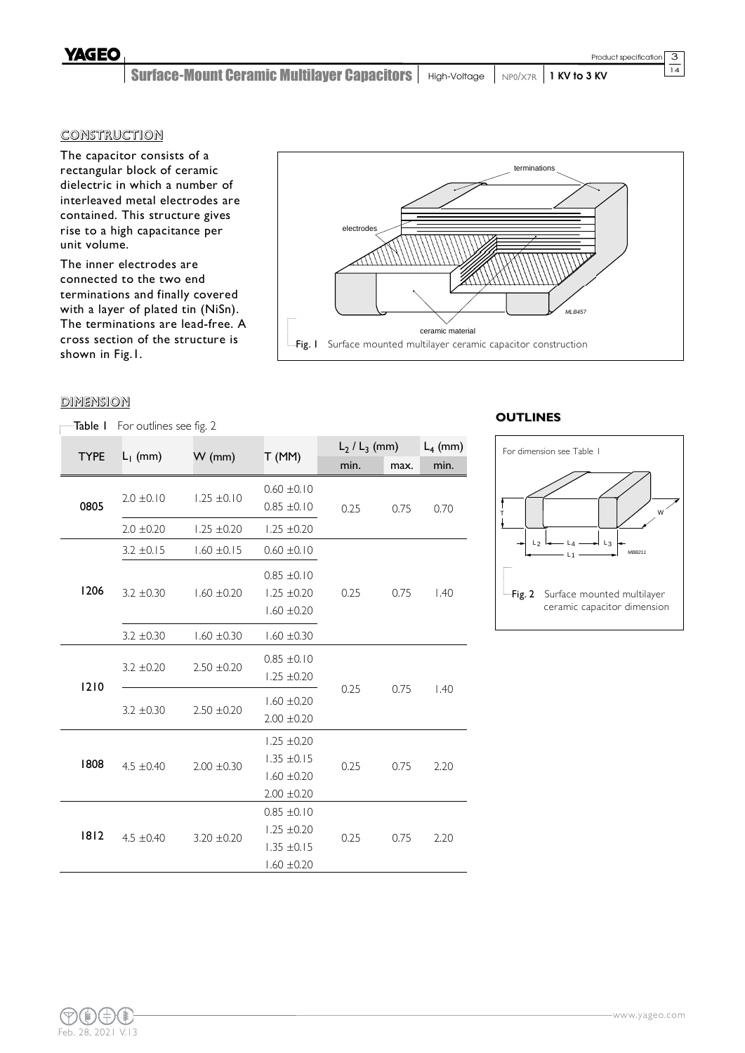## CONSTRUCTION

The capacitor consists of a rectangular block of ceramic dielectric in which a number of interleaved metal electrodes are contained. This structure gives rise to a high capacitance per unit volume.

The inner electrodes are connected to the two end terminations and finally covered with a layer of plated tin (NiSn). The terminations are lead-free. A cross section of the structure is shown in Fig.1.

Fig. 1 Surface mounted multilayer ceramic capacitor construction

## DIMENSION

Table 1 For outlines see fig. 2

| TYPE | $L_1$ (mm) | W (mm) | T (MM) | $L_2$ / $L_3$ (mm) | | $L_4$ (mm) |
|---|---|---|---|---|---|---|
| | | | | min. | max. | min. |
| 0805 | 2.0 ±0.10 | 1.25 ±0.10 | 0.60 ±0.10<br>0.85 ±0.10 | 0.25 | 0.75 | 0.70 |
| | 2.0 ±0.20 | 1.25 ±0.20 | 1.25 ±0.20 | | | |
| 1206 | 3.2 ±0.15 | 1.60 ±0.15 | 0.60 ±0.10 | 0.25 | 0.75 | 1.40 |
| | 3.2 ±0.30 | 1.60 ±0.20 | 0.85 ±0.10<br>1.25 ±0.20<br>1.60 ±0.20 | | | |
| | 3.2 ±0.30 | 1.60 ±0.30 | 1.60 ±0.30 | | | |
| 1210 | 3.2 ±0.20 | 2.50 ±0.20 | 0.85 ±0.10<br>1.25 ±0.20 | 0.25 | 0.75 | 1.40 |
| | 3.2 ±0.30 | 2.50 ±0.20 | 1.60 ±0.20<br>2.00 ±0.20 | | | |
| 1808 | 4.5 ±0.40 | 2.00 ±0.30 | 1.25 ±0.20<br>1.35 ±0.15<br>1.60 ±0.20<br>2.00 ±0.20 | 0.25 | 0.75 | 2.20 |
| 1812 | 4.5 ±0.40 | 3.20 ±0.20 | 0.85 ±0.10<br>1.25 ±0.20<br>1.35 ±0.15<br>1.60 ±0.20 | 0.25 | 0.75 | 2.20 |

## OUTLINES

For dimension see Table 1

Fig. 2 Surface mounted multilayer ceramic capacitor dimension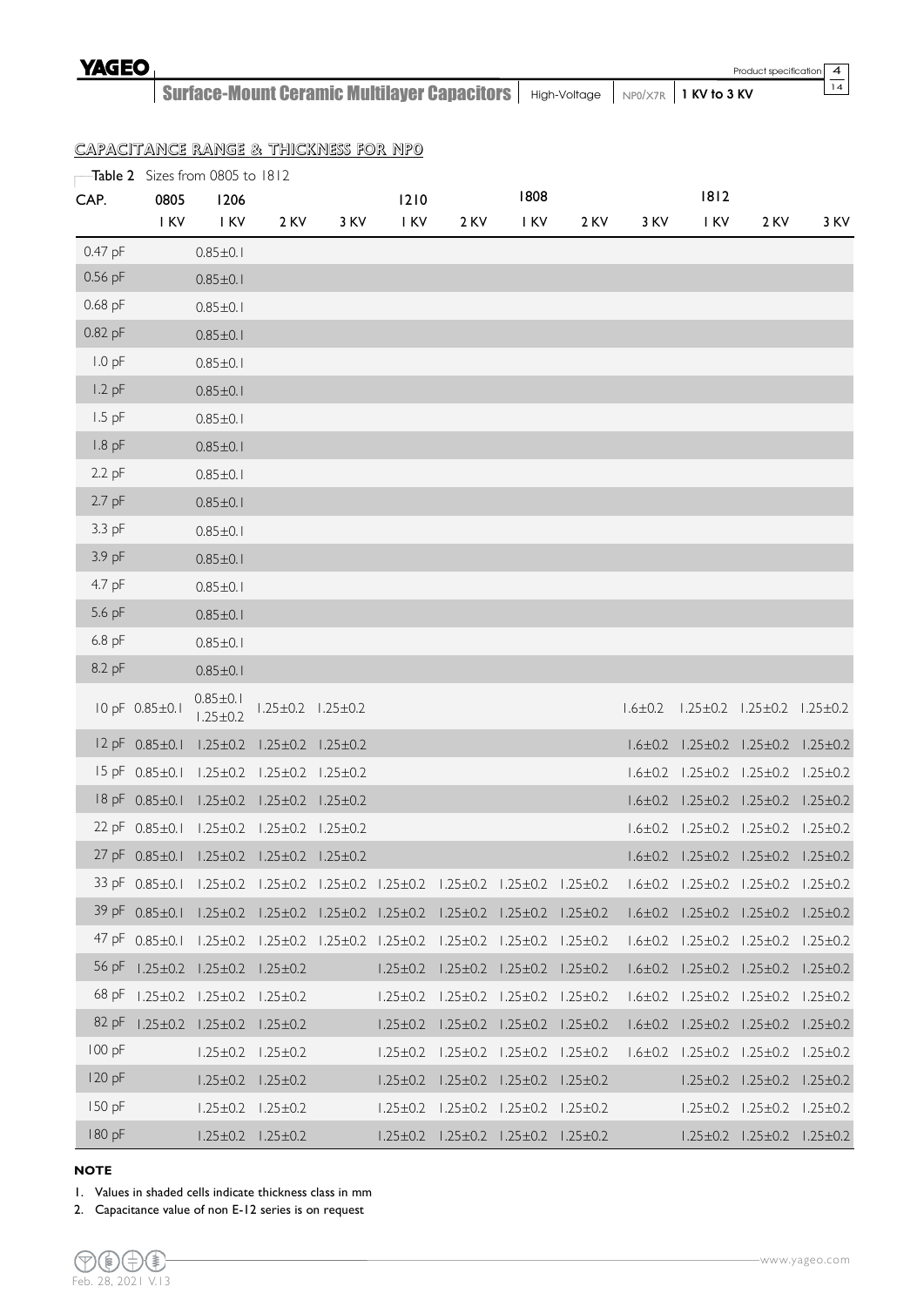## CAPACITANCE RANGE & THICKNESS FOR NP0

Table 2 Sizes from 0805 to 1812

| CAP. | 0805 | 1206 | | | 1210 | | 1808 | | | 1812 | | |
|---|---|---|---|---|---|---|---|---|---|---|---|---|
| | 1 KV | 1 KV | 2 KV | 3 KV | 1 KV | 2 KV | 1 KV | 2 KV | 3 KV | 1 KV | 2 KV | 3 KV |
| 0.47 pF | | 0.85±0.1 | | | | | | | | | | |
| 0.56 pF | | 0.85±0.1 | | | | | | | | | | |
| 0.68 pF | | 0.85±0.1 | | | | | | | | | | |
| 0.82 pF | | 0.85±0.1 | | | | | | | | | | |
| 1.0 pF | | 0.85±0.1 | | | | | | | | | | |
| 1.2 pF | | 0.85±0.1 | | | | | | | | | | |
| 1.5 pF | | 0.85±0.1 | | | | | | | | | | |
| 1.8 pF | | 0.85±0.1 | | | | | | | | | | |
| 2.2 pF | | 0.85±0.1 | | | | | | | | | | |
| 2.7 pF | | 0.85±0.1 | | | | | | | | | | |
| 3.3 pF | | 0.85±0.1 | | | | | | | | | | |
| 3.9 pF | | 0.85±0.1 | | | | | | | | | | |
| 4.7 pF | | 0.85±0.1 | | | | | | | | | | |
| 5.6 pF | | 0.85±0.1 | | | | | | | | | | |
| 6.8 pF | | 0.85±0.1 | | | | | | | | | | |
| 8.2 pF | | 0.85±0.1 | | | | | | | | | | |
| 10 pF | 0.85±0.1 | 0.85±0.1 1.25±0.2 | 1.25±0.2 | 1.25±0.2 | | | | | 1.6±0.2 | 1.25±0.2 | 1.25±0.2 | 1.25±0.2 |
| 12 pF | 0.85±0.1 | 1.25±0.2 | 1.25±0.2 | 1.25±0.2 | | | | | 1.6±0.2 | 1.25±0.2 | 1.25±0.2 | 1.25±0.2 |
| 15 pF | 0.85±0.1 | 1.25±0.2 | 1.25±0.2 | 1.25±0.2 | | | | | 1.6±0.2 | 1.25±0.2 | 1.25±0.2 | 1.25±0.2 |
| 18 pF | 0.85±0.1 | 1.25±0.2 | 1.25±0.2 | 1.25±0.2 | | | | | 1.6±0.2 | 1.25±0.2 | 1.25±0.2 | 1.25±0.2 |
| 22 pF | 0.85±0.1 | 1.25±0.2 | 1.25±0.2 | 1.25±0.2 | | | | | 1.6±0.2 | 1.25±0.2 | 1.25±0.2 | 1.25±0.2 |
| 27 pF | 0.85±0.1 | 1.25±0.2 | 1.25±0.2 | 1.25±0.2 | | | | | 1.6±0.2 | 1.25±0.2 | 1.25±0.2 | 1.25±0.2 |
| 33 pF | 0.85±0.1 | 1.25±0.2 | 1.25±0.2 | 1.25±0.2 | 1.25±0.2 | 1.25±0.2 | 1.25±0.2 | 1.25±0.2 | 1.6±0.2 | 1.25±0.2 | 1.25±0.2 | 1.25±0.2 |
| 39 pF | 0.85±0.1 | 1.25±0.2 | 1.25±0.2 | 1.25±0.2 | 1.25±0.2 | 1.25±0.2 | 1.25±0.2 | 1.25±0.2 | 1.6±0.2 | 1.25±0.2 | 1.25±0.2 | 1.25±0.2 |
| 47 pF | 0.85±0.1 | 1.25±0.2 | 1.25±0.2 | 1.25±0.2 | 1.25±0.2 | 1.25±0.2 | 1.25±0.2 | 1.25±0.2 | 1.6±0.2 | 1.25±0.2 | 1.25±0.2 | 1.25±0.2 |
| 56 pF | 1.25±0.2 | 1.25±0.2 | 1.25±0.2 | | 1.25±0.2 | 1.25±0.2 | 1.25±0.2 | 1.25±0.2 | 1.6±0.2 | 1.25±0.2 | 1.25±0.2 | 1.25±0.2 |
| 68 pF | 1.25±0.2 | 1.25±0.2 | 1.25±0.2 | | 1.25±0.2 | 1.25±0.2 | 1.25±0.2 | 1.25±0.2 | 1.6±0.2 | 1.25±0.2 | 1.25±0.2 | 1.25±0.2 |
| 82 pF | 1.25±0.2 | 1.25±0.2 | 1.25±0.2 | | 1.25±0.2 | 1.25±0.2 | 1.25±0.2 | 1.25±0.2 | 1.6±0.2 | 1.25±0.2 | 1.25±0.2 | 1.25±0.2 |
| 100 pF | | 1.25±0.2 | 1.25±0.2 | | 1.25±0.2 | 1.25±0.2 | 1.25±0.2 | 1.25±0.2 | 1.6±0.2 | 1.25±0.2 | 1.25±0.2 | 1.25±0.2 |
| 120 pF | | 1.25±0.2 | 1.25±0.2 | | 1.25±0.2 | 1.25±0.2 | 1.25±0.2 | 1.25±0.2 | | 1.25±0.2 | 1.25±0.2 | 1.25±0.2 |
| 150 pF | | 1.25±0.2 | 1.25±0.2 | | 1.25±0.2 | 1.25±0.2 | 1.25±0.2 | 1.25±0.2 | | 1.25±0.2 | 1.25±0.2 | 1.25±0.2 |
| 180 pF | | 1.25±0.2 | 1.25±0.2 | | 1.25±0.2 | 1.25±0.2 | 1.25±0.2 | 1.25±0.2 | | 1.25±0.2 | 1.25±0.2 | 1.25±0.2 |

**NOTE**

1. Values in shaded cells indicate thickness class in mm
2. Capacitance value of non E-12 series is on request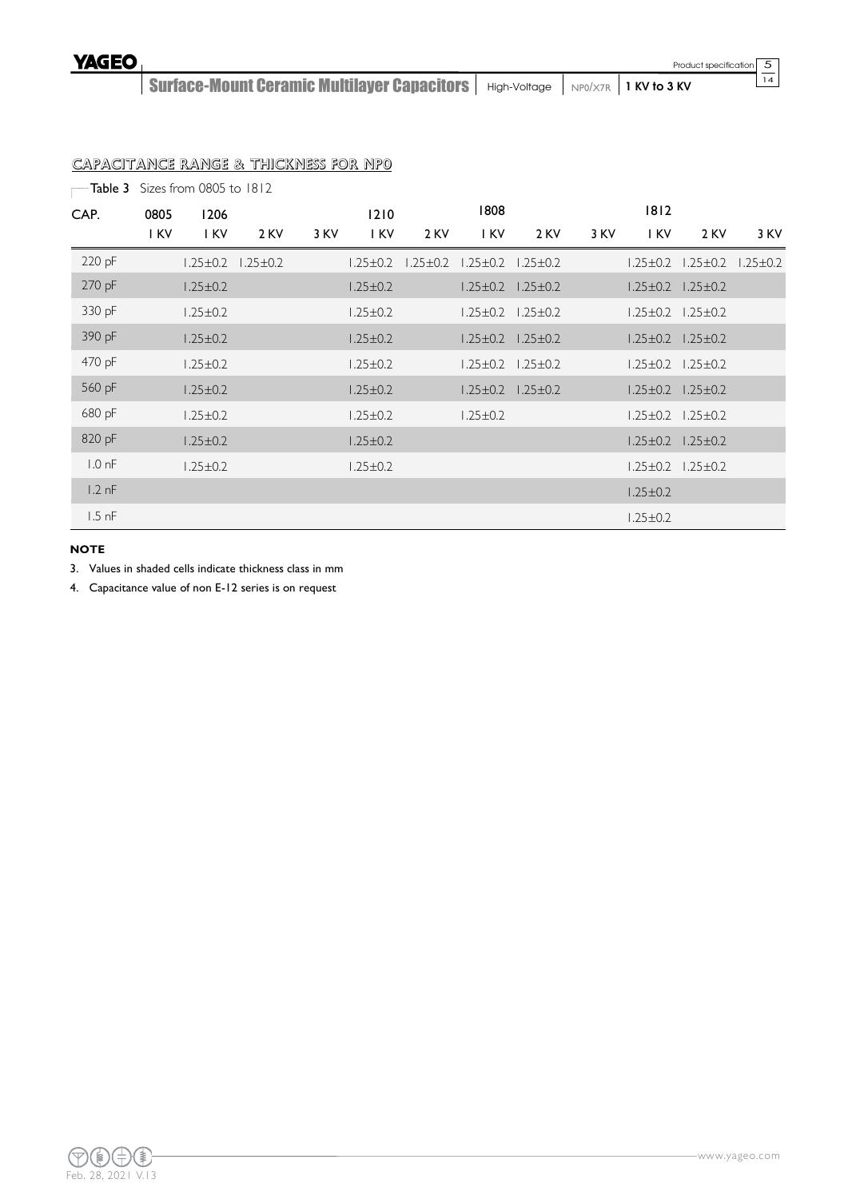## CAPACITANCE RANGE & THICKNESS FOR NP0

**Table 3** Sizes from 0805 to 1812

| CAP. | 0805 | 1206 | | | 1210 | | 1808 | | | 1812 | | |
|---|---|---|---|---|---|---|---|---|---|---|---|---|
| | 1 KV | 1 KV | 2 KV | 3 KV | 1 KV | 2 KV | 1 KV | 2 KV | 3 KV | 1 KV | 2 KV | 3 KV |
| 220 pF | | 1.25±0.2 | 1.25±0.2 | | 1.25±0.2 | 1.25±0.2 | 1.25±0.2 | 1.25±0.2 | | 1.25±0.2 | 1.25±0.2 | 1.25±0.2 |
| 270 pF | | 1.25±0.2 | | | 1.25±0.2 | | 1.25±0.2 | 1.25±0.2 | | 1.25±0.2 | 1.25±0.2 | |
| 330 pF | | 1.25±0.2 | | | 1.25±0.2 | | 1.25±0.2 | 1.25±0.2 | | 1.25±0.2 | 1.25±0.2 | |
| 390 pF | | 1.25±0.2 | | | 1.25±0.2 | | 1.25±0.2 | 1.25±0.2 | | 1.25±0.2 | 1.25±0.2 | |
| 470 pF | | 1.25±0.2 | | | 1.25±0.2 | | 1.25±0.2 | 1.25±0.2 | | 1.25±0.2 | 1.25±0.2 | |
| 560 pF | | 1.25±0.2 | | | 1.25±0.2 | | 1.25±0.2 | 1.25±0.2 | | 1.25±0.2 | 1.25±0.2 | |
| 680 pF | | 1.25±0.2 | | | 1.25±0.2 | | 1.25±0.2 | | | 1.25±0.2 | 1.25±0.2 | |
| 820 pF | | 1.25±0.2 | | | 1.25±0.2 | | | | | 1.25±0.2 | 1.25±0.2 | |
| 1.0 nF | | 1.25±0.2 | | | 1.25±0.2 | | | | | 1.25±0.2 | 1.25±0.2 | |
| 1.2 nF | | | | | | | | | | 1.25±0.2 | | |
| 1.5 nF | | | | | | | | | | 1.25±0.2 | | |

**NOTE**

3. Values in shaded cells indicate thickness class in mm
4. Capacitance value of non E-12 series is on request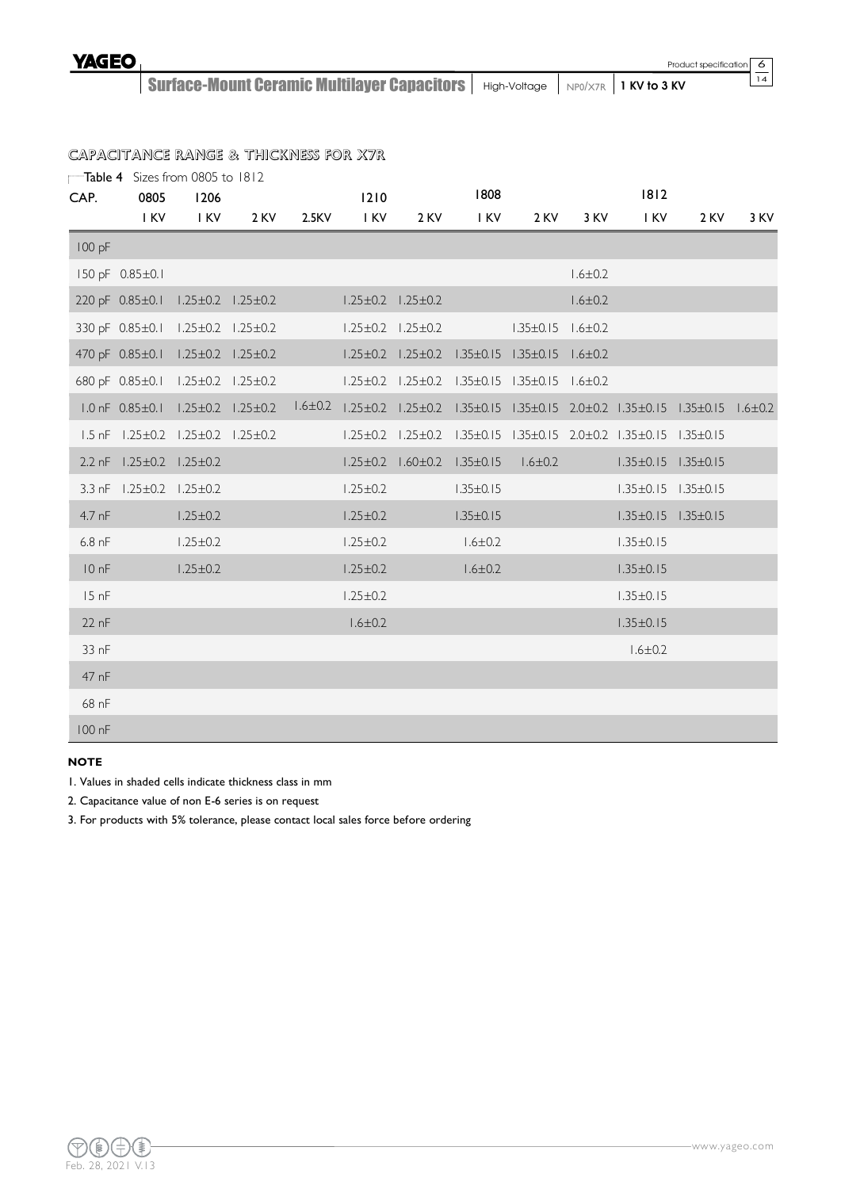## CAPACITANCE RANGE & THICKNESS FOR X7R

Table 4 Sizes from 0805 to 1812

| CAP. | 0805 | 1206 | | | 1210 | | 1808 | | | 1812 | | |
|---|---|---|---|---|---|---|---|---|---|---|---|---|
| | 1 KV | 1 KV | 2 KV | 2.5KV | 1 KV | 2 KV | 1 KV | 2 KV | 3 KV | 1 KV | 2 KV | 3 KV |
| 100 pF | | | | | | | | | | | | |
| 150 pF | 0.85±0.1 | | | | | | | | 1.6±0.2 | | | |
| 220 pF | 0.85±0.1 | 1.25±0.2 | 1.25±0.2 | | 1.25±0.2 | 1.25±0.2 | | | 1.6±0.2 | | | |
| 330 pF | 0.85±0.1 | 1.25±0.2 | 1.25±0.2 | | 1.25±0.2 | 1.25±0.2 | | 1.35±0.15 | 1.6±0.2 | | | |
| 470 pF | 0.85±0.1 | 1.25±0.2 | 1.25±0.2 | | 1.25±0.2 | 1.25±0.2 | 1.35±0.15 | 1.35±0.15 | 1.6±0.2 | | | |
| 680 pF | 0.85±0.1 | 1.25±0.2 | 1.25±0.2 | | 1.25±0.2 | 1.25±0.2 | 1.35±0.15 | 1.35±0.15 | 1.6±0.2 | | | |
| 1.0 nF | 0.85±0.1 | 1.25±0.2 | 1.25±0.2 | 1.6±0.2 | 1.25±0.2 | 1.25±0.2 | 1.35±0.15 | 1.35±0.15 | 2.0±0.2 | 1.35±0.15 | 1.35±0.15 | 1.6±0.2 |
| 1.5 nF | 1.25±0.2 | 1.25±0.2 | 1.25±0.2 | | 1.25±0.2 | 1.25±0.2 | 1.35±0.15 | 1.35±0.15 | 2.0±0.2 | 1.35±0.15 | 1.35±0.15 | |
| 2.2 nF | 1.25±0.2 | 1.25±0.2 | | | 1.25±0.2 | 1.60±0.2 | 1.35±0.15 | 1.6±0.2 | | 1.35±0.15 | 1.35±0.15 | |
| 3.3 nF | 1.25±0.2 | 1.25±0.2 | | | 1.25±0.2 | | 1.35±0.15 | | | 1.35±0.15 | 1.35±0.15 | |
| 4.7 nF | | 1.25±0.2 | | | 1.25±0.2 | | 1.35±0.15 | | | 1.35±0.15 | 1.35±0.15 | |
| 6.8 nF | | 1.25±0.2 | | | 1.25±0.2 | | 1.6±0.2 | | | 1.35±0.15 | | |
| 10 nF | | 1.25±0.2 | | | 1.25±0.2 | | 1.6±0.2 | | | 1.35±0.15 | | |
| 15 nF | | | | | 1.25±0.2 | | | | | 1.35±0.15 | | |
| 22 nF | | | | | 1.6±0.2 | | | | | 1.35±0.15 | | |
| 33 nF | | | | | | | | | | 1.6±0.2 | | |
| 47 nF | | | | | | | | | | | | |
| 68 nF | | | | | | | | | | | | |
| 100 nF | | | | | | | | | | | | |

**NOTE**

1. Values in shaded cells indicate thickness class in mm
2. Capacitance value of non E-6 series is on request
3. For products with 5% tolerance, please contact local sales force before ordering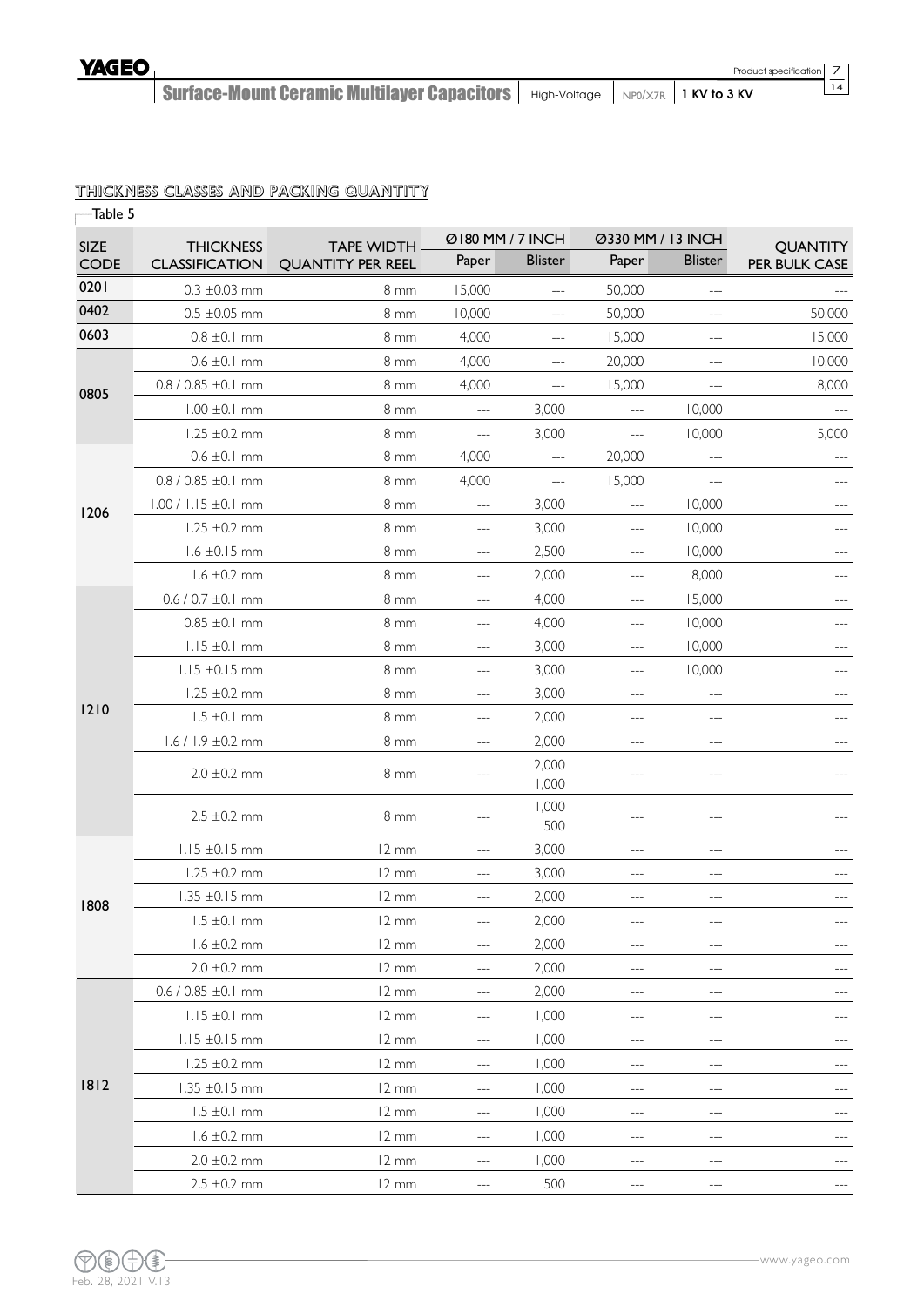## THICKNESS CLASSES AND PACKING QUANTITY

Table 5

| SIZE CODE | THICKNESS CLASSIFICATION | TAPE WIDTH QUANTITY PER REEL | Ø180 MM / 7 INCH | | Ø330 MM / 13 INCH | | QUANTITY PER BULK CASE |
|---|---|---|---|---|---|---|---|
| | | | Paper | Blister | Paper | Blister | |
| 0201 | 0.3 ±0.03 mm | 8 mm | 15,000 | --- | 50,000 | --- | --- |
| 0402 | 0.5 ±0.05 mm | 8 mm | 10,000 | --- | 50,000 | --- | 50,000 |
| 0603 | 0.8 ±0.1 mm | 8 mm | 4,000 | --- | 15,000 | --- | 15,000 |
| 0805 | 0.6 ±0.1 mm | 8 mm | 4,000 | --- | 20,000 | --- | 10,000 |
| | 0.8 / 0.85 ±0.1 mm | 8 mm | 4,000 | --- | 15,000 | --- | 8,000 |
| | 1.00 ±0.1 mm | 8 mm | --- | 3,000 | --- | 10,000 | --- |
| | 1.25 ±0.2 mm | 8 mm | --- | 3,000 | --- | 10,000 | 5,000 |
| 1206 | 0.6 ±0.1 mm | 8 mm | 4,000 | --- | 20,000 | --- | --- |
| | 0.8 / 0.85 ±0.1 mm | 8 mm | 4,000 | --- | 15,000 | --- | --- |
| | 1.00 / 1.15 ±0.1 mm | 8 mm | --- | 3,000 | --- | 10,000 | --- |
| | 1.25 ±0.2 mm | 8 mm | --- | 3,000 | --- | 10,000 | --- |
| | 1.6 ±0.15 mm | 8 mm | --- | 2,500 | --- | 10,000 | --- |
| | 1.6 ±0.2 mm | 8 mm | --- | 2,000 | --- | 8,000 | --- |
| 1210 | 0.6 / 0.7 ±0.1 mm | 8 mm | --- | 4,000 | --- | 15,000 | --- |
| | 0.85 ±0.1 mm | 8 mm | --- | 4,000 | --- | 10,000 | --- |
| | 1.15 ±0.1 mm | 8 mm | --- | 3,000 | --- | 10,000 | --- |
| | 1.15 ±0.15 mm | 8 mm | --- | 3,000 | --- | 10,000 | --- |
| | 1.25 ±0.2 mm | 8 mm | --- | 3,000 | --- | --- | --- |
| | 1.5 ±0.1 mm | 8 mm | --- | 2,000 | --- | --- | --- |
| | 1.6 / 1.9 ±0.2 mm | 8 mm | --- | 2,000 | --- | --- | --- |
| | 2.0 ±0.2 mm | 8 mm | --- | 2,000<br>1,000 | --- | --- | --- |
| | 2.5 ±0.2 mm | 8 mm | --- | 1,000<br>500 | --- | --- | --- |
| 1808 | 1.15 ±0.15 mm | 12 mm | --- | 3,000 | --- | --- | --- |
| | 1.25 ±0.2 mm | 12 mm | --- | 3,000 | --- | --- | --- |
| | 1.35 ±0.15 mm | 12 mm | --- | 2,000 | --- | --- | --- |
| | 1.5 ±0.1 mm | 12 mm | --- | 2,000 | --- | --- | --- |
| | 1.6 ±0.2 mm | 12 mm | --- | 2,000 | --- | --- | --- |
| | 2.0 ±0.2 mm | 12 mm | --- | 2,000 | --- | --- | --- |
| 1812 | 0.6 / 0.85 ±0.1 mm | 12 mm | --- | 2,000 | --- | --- | --- |
| | 1.15 ±0.1 mm | 12 mm | --- | 1,000 | --- | --- | --- |
| | 1.15 ±0.15 mm | 12 mm | --- | 1,000 | --- | --- | --- |
| | 1.25 ±0.2 mm | 12 mm | --- | 1,000 | --- | --- | --- |
| | 1.35 ±0.15 mm | 12 mm | --- | 1,000 | --- | --- | --- |
| | 1.5 ±0.1 mm | 12 mm | --- | 1,000 | --- | --- | --- |
| | 1.6 ±0.2 mm | 12 mm | --- | 1,000 | --- | --- | --- |
| | 2.0 ±0.2 mm | 12 mm | --- | 1,000 | --- | --- | --- |
| | 2.5 ±0.2 mm | 12 mm | --- | 500 | --- | --- | --- |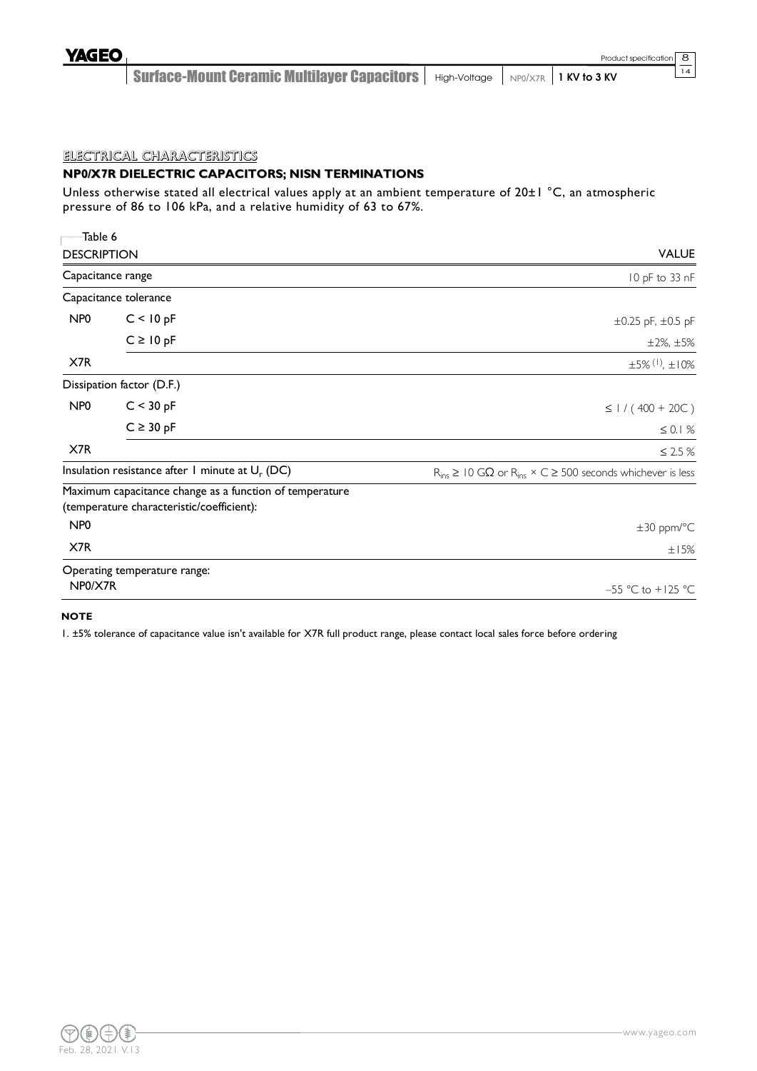## ELECTRICAL CHARACTERISTICS

### NP0/X7R DIELECTRIC CAPACITORS; NISN TERMINATIONS

Unless otherwise stated all electrical values apply at an ambient temperature of 20±1 °C, an atmospheric pressure of 86 to 106 kPa, and a relative humidity of 63 to 67%.

Table 6

| DESCRIPTION | | VALUE |
|---|---|---|
| Capacitance range | | 10 pF to 33 nF |
| Capacitance tolerance | | |
| NP0 | C < 10 pF | ±0.25 pF, ±0.5 pF |
| | C ≥ 10 pF | ±2%, ±5% |
| X7R | | ±5% [1], ±10% |
| Dissipation factor (D.F.) | | |
| NP0 | C < 30 pF | ≤ 1 / ( 400 + 20C ) |
| | C ≥ 30 pF | ≤ 0.1 % |
| X7R | | ≤ 2.5 % |
| Insulation resistance after 1 minute at $U_r$ (DC) | | $R_{ins}$ ≥ 10 GΩ or $R_{ins}$ × C ≥ 500 seconds whichever is less |
| Maximum capacitance change as a function of temperature (temperature characteristic/coefficient): | | |
| NP0 | | ±30 ppm/°C |
| X7R | | ±15% |
| Operating temperature range: NP0/X7R | | –55 °C to +125 °C |

**NOTE**

1. ±5% tolerance of capacitance value isn't available for X7R full product range, please contact local sales force before ordering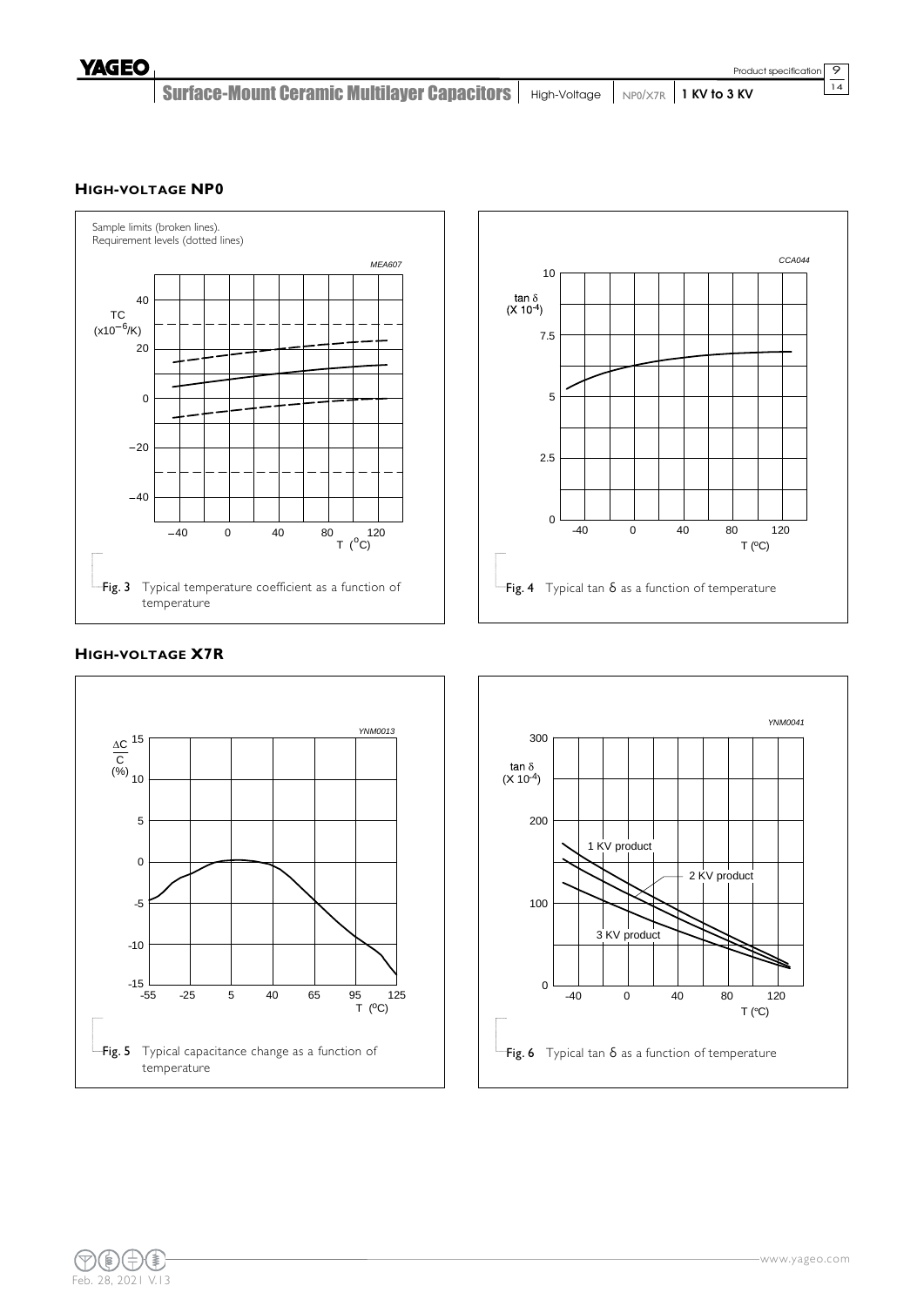## HIGH-VOLTAGE NP0

Sample limits (broken lines).
Requirement levels (dotted lines)

Fig. 3 Typical temperature coefficient as a function of temperature

Fig. 4 Typical tan δ as a function of temperature

## HIGH-VOLTAGE X7R

Fig. 5 Typical capacitance change as a function of temperature

Fig. 6 Typical tan δ as a function of temperature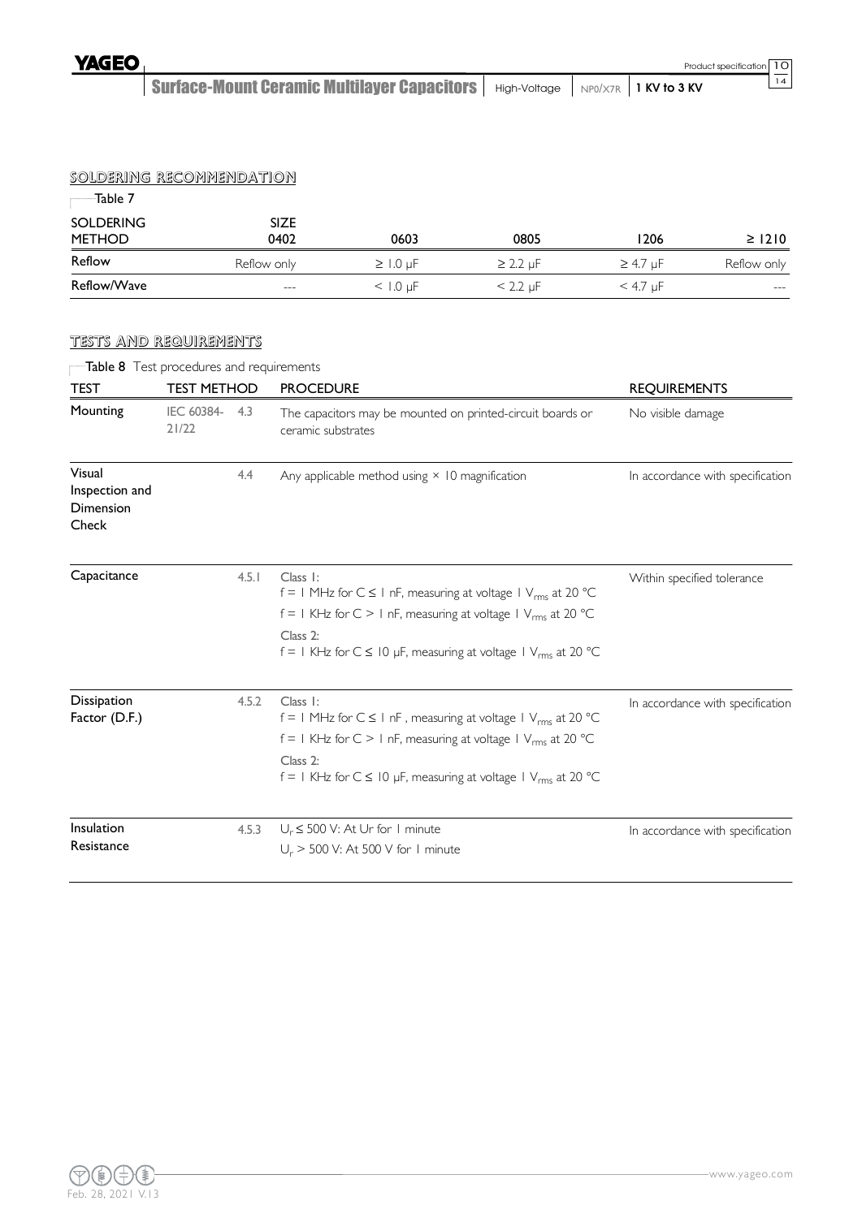## SOLDERING RECOMMENDATION

Table 7

| SOLDERING METHOD | SIZE 0402 | 0603 | 0805 | 1206 | ≥ 1210 |
|---|---|---|---|---|---|
| Reflow | Reflow only | ≥ 1.0 µF | ≥ 2.2 µF | ≥ 4.7 µF | Reflow only |
| Reflow/Wave | --- | < 1.0 µF | < 2.2 µF | < 4.7 µF | --- |

## TESTS AND REQUIREMENTS

**Table 8** Test procedures and requirements

| TEST | TEST METHOD | | PROCEDURE | REQUIREMENTS |
|---|---|---|---|---|
| Mounting | IEC 60384-21/22 | 4.3 | The capacitors may be mounted on printed-circuit boards or ceramic substrates | No visible damage |
| Visual Inspection and Dimension Check | | 4.4 | Any applicable method using × 10 magnification | In accordance with specification |
| Capacitance | | 4.5.1 | Class 1: f = 1 MHz for C ≤ 1 nF, measuring at voltage 1 $V_{rms}$ at 20 °C<br>f = 1 KHz for C > 1 nF, measuring at voltage 1 $V_{rms}$ at 20 °C<br>Class 2: f = 1 KHz for C ≤ 10 µF, measuring at voltage 1 $V_{rms}$ at 20 °C | Within specified tolerance |
| Dissipation Factor (D.F.) | | 4.5.2 | Class 1: f = 1 MHz for C ≤ 1 nF , measuring at voltage 1 $V_{rms}$ at 20 °C<br>f = 1 KHz for C > 1 nF, measuring at voltage 1 $V_{rms}$ at 20 °C<br>Class 2: f = 1 KHz for C ≤ 10 µF, measuring at voltage 1 $V_{rms}$ at 20 °C | In accordance with specification |
| Insulation Resistance | | 4.5.3 | $U_r$ ≤ 500 V: At Ur for 1 minute<br>$U_r$ > 500 V: At 500 V for 1 minute | In accordance with specification |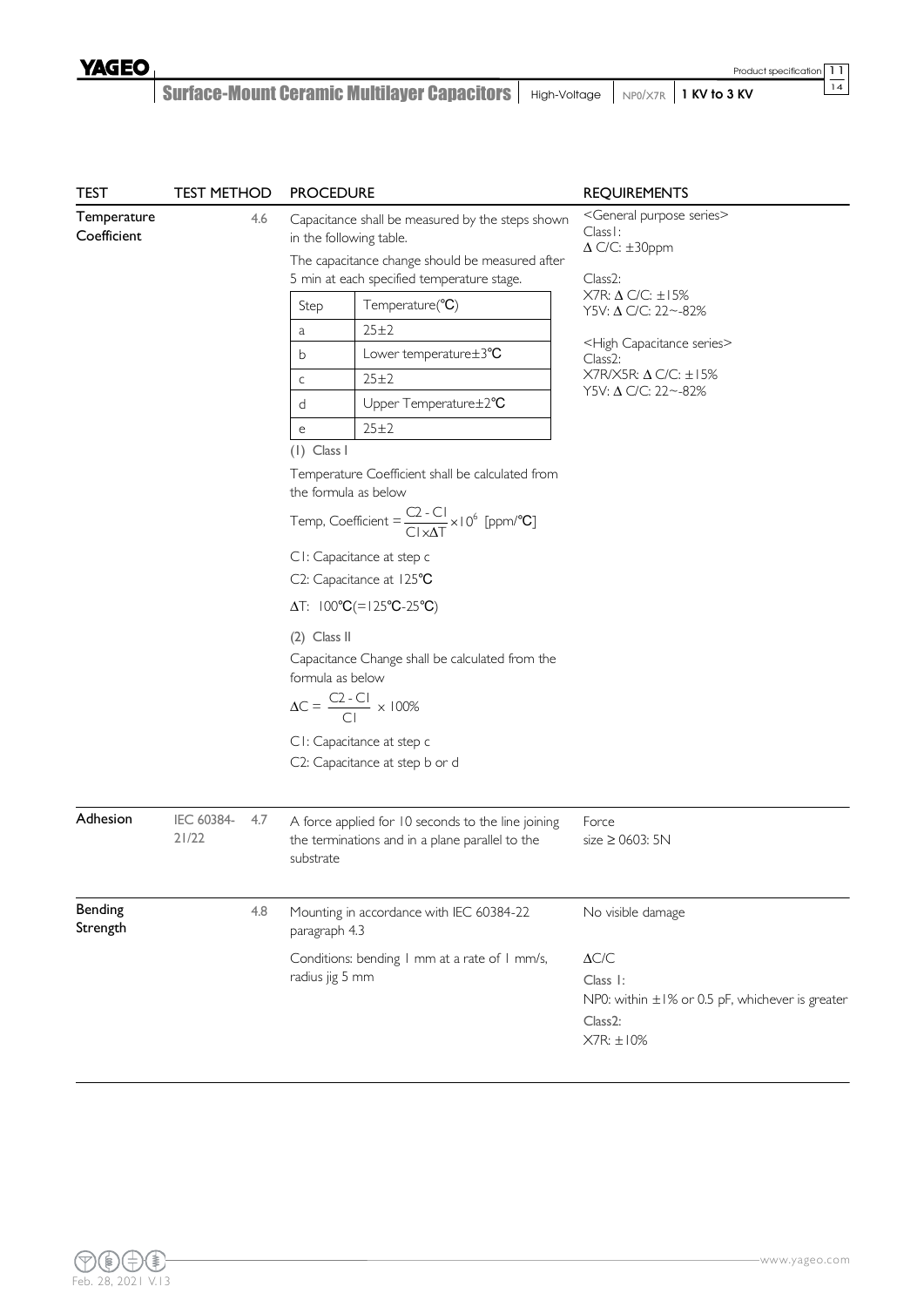| TEST | TEST METHOD | | PROCEDURE | REQUIREMENTS |
|---|---|---|---|---|
| Temperature Coefficient | | 4.6 | Capacitance shall be measured by the steps shown in the following table.<br>The capacitance change should be measured after 5 min at each specified temperature stage.<br><br>Step / Temperature(℃):<br>a: 25±2<br>b: Lower temperature±3℃<br>c: 25±2<br>d: Upper Temperature±2℃<br>e: 25±2<br><br>(1) Class I<br>Temperature Coefficient shall be calculated from the formula as below<br>Temp, Coefficient $= \frac{C2 - C1}{C1 \times \Delta T} \times 10^6$ [ppm/℃]<br>C1: Capacitance at step c<br>C2: Capacitance at 125℃<br>$\Delta T$: 100℃(=125℃-25℃)<br><br>(2) Class II<br>Capacitance Change shall be calculated from the formula as below<br>$\Delta C = \frac{C2 - C1}{C1} \times 100\%$<br>C1: Capacitance at step c<br>C2: Capacitance at step b or d | <General purpose series><br>Class1:<br>$\Delta$ C/C: ±30ppm<br><br>Class2:<br>X7R: $\Delta$ C/C: ±15%<br>Y5V: $\Delta$ C/C: 22~-82%<br><br><High Capacitance series><br>Class2:<br>X7R/X5R: $\Delta$ C/C: ±15%<br>Y5V: $\Delta$ C/C: 22~-82% |
| Adhesion | IEC 60384-21/22 | 4.7 | A force applied for 10 seconds to the line joining the terminations and in a plane parallel to the substrate | Force<br>size ≥ 0603: 5N |
| Bending Strength | | 4.8 | Mounting in accordance with IEC 60384-22 paragraph 4.3<br><br>Conditions: bending 1 mm at a rate of 1 mm/s, radius jig 5 mm | No visible damage<br><br>$\Delta$C/C<br>Class 1:<br>NP0: within ±1% or 0.5 pF, whichever is greater<br>Class2:<br>X7R: ±10% |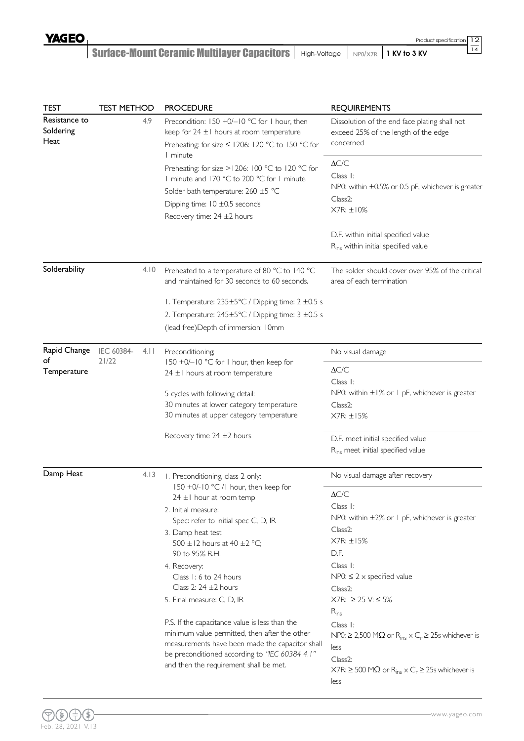| TEST | TEST METHOD | PROCEDURE | REQUIREMENTS |
|---|---|---|---|
| Resistance to Soldering Heat | 4.9 | Precondition: 150 +0/−10 °C for 1 hour, then keep for 24 ±1 hours at room temperature<br>Preheating: for size ≤ 1206: 120 °C to 150 °C for 1 minute<br>Preheating: for size >1206: 100 °C to 120 °C for 1 minute and 170 °C to 200 °C for 1 minute<br>Solder bath temperature: 260 ±5 °C<br>Dipping time: 10 ±0.5 seconds<br>Recovery time: 24 ±2 hours | Dissolution of the end face plating shall not exceed 25% of the length of the edge concerned<br><br>ΔC/C<br>Class 1:<br>NP0: within ±0.5% or 0.5 pF, whichever is greater<br>Class2:<br>X7R: ±10%<br><br>D.F. within initial specified value<br>$R_{ins}$ within initial specified value |
| Solderability | 4.10 | Preheated to a temperature of 80 °C to 140 °C and maintained for 30 seconds to 60 seconds.<br>1. Temperature: 235±5°C / Dipping time: 2 ±0.5 s<br>2. Temperature: 245±5°C / Dipping time: 3 ±0.5 s<br>(lead free)Depth of immersion: 10mm | The solder should cover over 95% of the critical area of each termination |
| Rapid Change of Temperature | IEC 60384-21/22 4.11 | Preconditioning;<br>150 +0/−10 °C for 1 hour, then keep for 24 ±1 hours at room temperature<br>5 cycles with following detail:<br>30 minutes at lower category temperature<br>30 minutes at upper category temperature<br>Recovery time 24 ±2 hours | No visual damage<br><br>ΔC/C<br>Class 1:<br>NP0: within ±1% or 1 pF, whichever is greater<br>Class2:<br>X7R: ±15%<br><br>D.F. meet initial specified value<br>$R_{ins}$ meet initial specified value |
| Damp Heat | 4.13 | 1. Preconditioning, class 2 only:<br>150 +0/-10 °C /1 hour, then keep for 24 ±1 hour at room temp<br>2. Initial measure:<br>Spec: refer to initial spec C, D, IR<br>3. Damp heat test:<br>500 ±12 hours at 40 ±2 °C;<br>90 to 95% R.H.<br>4. Recovery:<br>Class 1: 6 to 24 hours<br>Class 2: 24 ±2 hours<br>5. Final measure: C, D, IR<br><br>P.S. If the capacitance value is less than the minimum value permitted, then after the other measurements have been made the capacitor shall be preconditioned according to *"IEC 60384 4.1"* and then the requirement shall be met. | No visual damage after recovery<br><br>ΔC/C<br>Class 1:<br>NP0: within ±2% or 1 pF, whichever is greater<br>Class2:<br>X7R: ±15%<br>D.F.<br>Class 1:<br>NP0: ≤ 2 × specified value<br>Class2:<br>X7R: ≥ 25 V: ≤ 5%<br>$R_{ins}$<br>Class 1:<br>NP0: ≥ 2,500 MΩ or $R_{ins} \times C_r$ ≥ 25s whichever is less<br>Class2:<br>X7R: ≥ 500 MΩ or $R_{ins} \times C_r$ ≥ 25s whichever is less |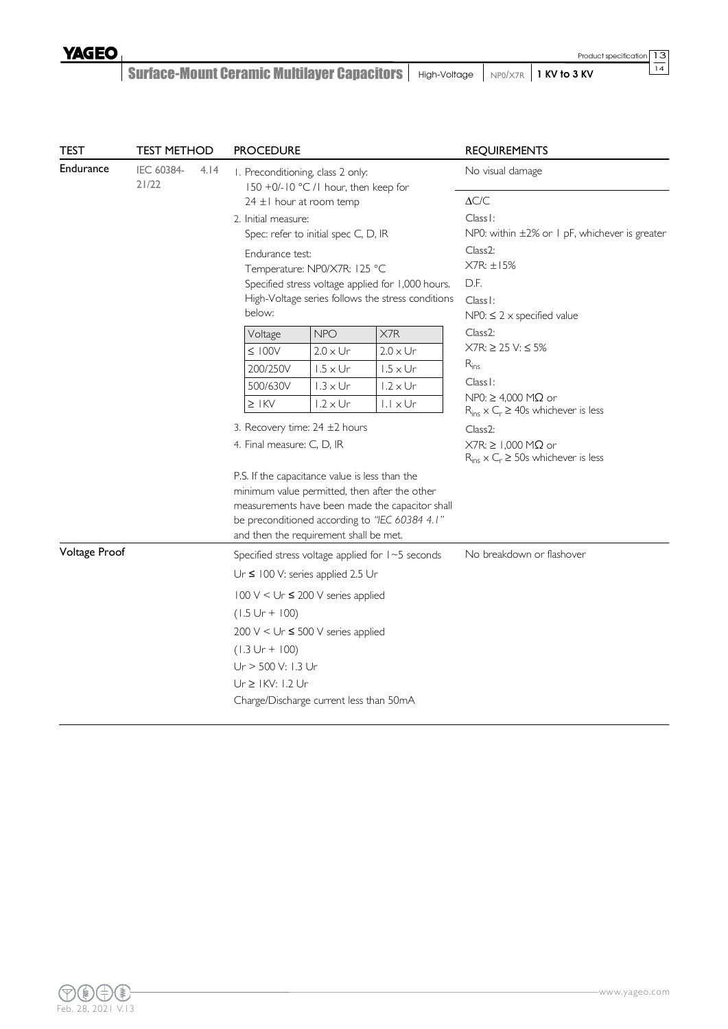| TEST | TEST METHOD | PROCEDURE | REQUIREMENTS |
|---|---|---|---|
| Endurance | IEC 60384-21/22 4.14 | 1. Preconditioning, class 2 only: 150 +0/-10 °C /1 hour, then keep for 24 ±1 hour at room temp<br>2. Initial measure: Spec: refer to initial spec C, D, IR<br>Endurance test: Temperature: NP0/X7R: 125 °C<br>Specified stress voltage applied for 1,000 hours. High-Voltage series follows the stress conditions below:<br>Voltage / NPO / X7R:<br>≤ 100V: 2.0 × Ur / 2.0 × Ur<br>200/250V: 1.5 × Ur / 1.5 × Ur<br>500/630V: 1.3 × Ur / 1.2 × Ur<br>≥ 1KV: 1.2 × Ur / 1.1 × Ur<br>3. Recovery time: 24 ±2 hours<br>4. Final measure: C, D, IR<br>P.S. If the capacitance value is less than the minimum value permitted, then after the other measurements have been made the capacitor shall be preconditioned according to *"IEC 60384 4.1"* and then the requirement shall be met. | No visual damage<br>ΔC/C<br>Class1: NP0: within ±2% or 1 pF, whichever is greater<br>Class2: X7R: ±15%<br>D.F.<br>Class1: NP0: ≤ 2 × specified value<br>Class2: X7R: ≥ 25 V: ≤ 5%<br>$R_{ins}$<br>Class1: NP0: ≥ 4,000 MΩ or $R_{ins} \times C_r \geq 40s$ whichever is less<br>Class2: X7R: ≥ 1,000 MΩ or $R_{ins} \times C_r \geq 50s$ whichever is less |
| Voltage Proof | | Specified stress voltage applied for 1~5 seconds<br>Ur ≤ 100 V: series applied 2.5 Ur<br>100 V < Ur ≤ 200 V series applied (1.5 Ur + 100)<br>200 V < Ur ≤ 500 V series applied (1.3 Ur + 100)<br>Ur > 500 V: 1.3 Ur<br>Ur ≥ 1KV: 1.2 Ur<br>Charge/Discharge current less than 50mA | No breakdown or flashover |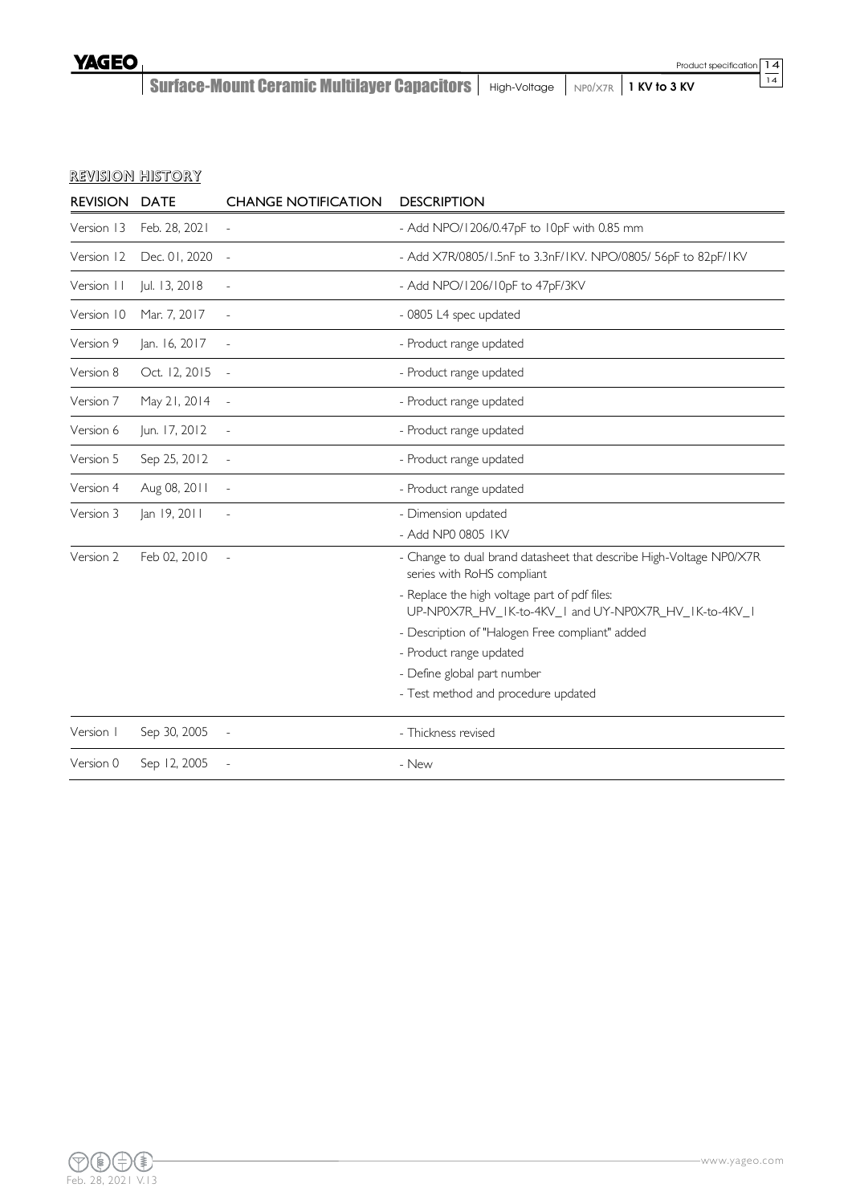## REVISION HISTORY

| REVISION | DATE | CHANGE NOTIFICATION | DESCRIPTION |
|---|---|---|---|
| Version 13 | Feb. 28, 2021 | - | - Add NPO/1206/0.47pF to 10pF with 0.85 mm |
| Version 12 | Dec. 01, 2020 | - | - Add X7R/0805/1.5nF to 3.3nF/1KV. NPO/0805/ 56pF to 82pF/1KV |
| Version 11 | Jul. 13, 2018 | - | - Add NPO/1206/10pF to 47pF/3KV |
| Version 10 | Mar. 7, 2017 | - | - 0805 L4 spec updated |
| Version 9 | Jan. 16, 2017 | - | - Product range updated |
| Version 8 | Oct. 12, 2015 | - | - Product range updated |
| Version 7 | May 21, 2014 | - | - Product range updated |
| Version 6 | Jun. 17, 2012 | - | - Product range updated |
| Version 5 | Sep 25, 2012 | - | - Product range updated |
| Version 4 | Aug 08, 2011 | - | - Product range updated |
| Version 3 | Jan 19, 2011 | - | - Dimension updated<br>- Add NP0 0805 1KV |
| Version 2 | Feb 02, 2010 | - | - Change to dual brand datasheet that describe High-Voltage NP0/X7R series with RoHS compliant<br>- Replace the high voltage part of pdf files: UP-NP0X7R_HV_1K-to-4KV_1 and UY-NP0X7R_HV_1K-to-4KV_1<br>- Description of "Halogen Free compliant" added<br>- Product range updated<br>- Define global part number<br>- Test method and procedure updated |
| Version 1 | Sep 30, 2005 | - | - Thickness revised |
| Version 0 | Sep 12, 2005 | - | - New |